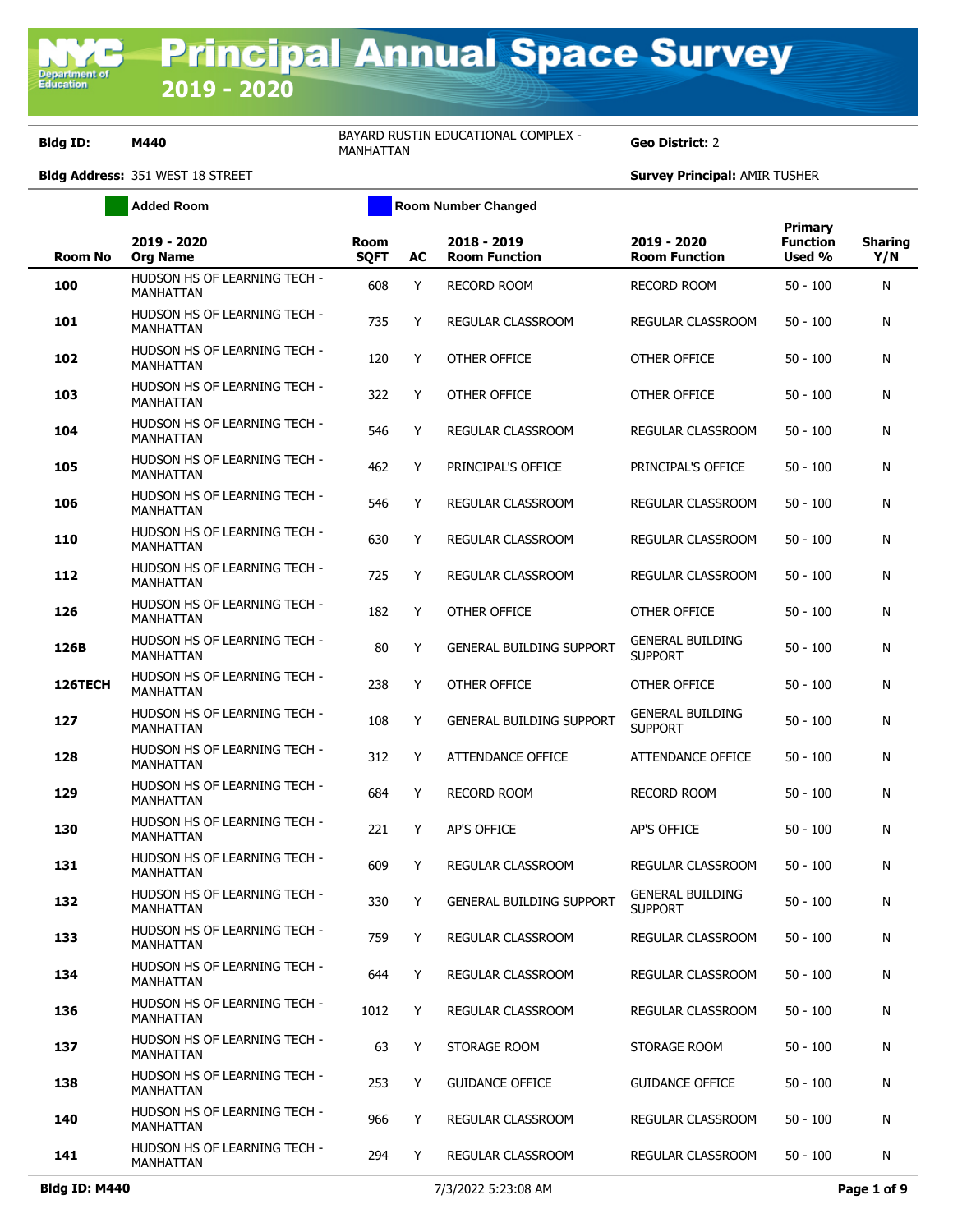# Principal Annual Space Survey 2019 - 2020

**Bldg ID:** M440 BAYARD RUSTIN EDUCATIONAL COMPLEX - MANHATTAN **Geo District:** 2

**Bldg Address:** 351 WEST 18 STREET **Survey Principal:** AMIR TUSHER

Added Room | Room Number Changed

| Room No | 2019 - 2020 Org Name | Room SQFT | AC | 2018 - 2019 Room Function | 2019 - 2020 Room Function | Primary Function Used % | Sharing Y/N |
|---|---|---|---|---|---|---|---|
| 100 | HUDSON HS OF LEARNING TECH - MANHATTAN | 608 | Y | RECORD ROOM | RECORD ROOM | 50 - 100 | N |
| 101 | HUDSON HS OF LEARNING TECH - MANHATTAN | 735 | Y | REGULAR CLASSROOM | REGULAR CLASSROOM | 50 - 100 | N |
| 102 | HUDSON HS OF LEARNING TECH - MANHATTAN | 120 | Y | OTHER OFFICE | OTHER OFFICE | 50 - 100 | N |
| 103 | HUDSON HS OF LEARNING TECH - MANHATTAN | 322 | Y | OTHER OFFICE | OTHER OFFICE | 50 - 100 | N |
| 104 | HUDSON HS OF LEARNING TECH - MANHATTAN | 546 | Y | REGULAR CLASSROOM | REGULAR CLASSROOM | 50 - 100 | N |
| 105 | HUDSON HS OF LEARNING TECH - MANHATTAN | 462 | Y | PRINCIPAL'S OFFICE | PRINCIPAL'S OFFICE | 50 - 100 | N |
| 106 | HUDSON HS OF LEARNING TECH - MANHATTAN | 546 | Y | REGULAR CLASSROOM | REGULAR CLASSROOM | 50 - 100 | N |
| 110 | HUDSON HS OF LEARNING TECH - MANHATTAN | 630 | Y | REGULAR CLASSROOM | REGULAR CLASSROOM | 50 - 100 | N |
| 112 | HUDSON HS OF LEARNING TECH - MANHATTAN | 725 | Y | REGULAR CLASSROOM | REGULAR CLASSROOM | 50 - 100 | N |
| 126 | HUDSON HS OF LEARNING TECH - MANHATTAN | 182 | Y | OTHER OFFICE | OTHER OFFICE | 50 - 100 | N |
| 126B | HUDSON HS OF LEARNING TECH - MANHATTAN | 80 | Y | GENERAL BUILDING SUPPORT | GENERAL BUILDING SUPPORT | 50 - 100 | N |
| 126TECH | HUDSON HS OF LEARNING TECH - MANHATTAN | 238 | Y | OTHER OFFICE | OTHER OFFICE | 50 - 100 | N |
| 127 | HUDSON HS OF LEARNING TECH - MANHATTAN | 108 | Y | GENERAL BUILDING SUPPORT | GENERAL BUILDING SUPPORT | 50 - 100 | N |
| 128 | HUDSON HS OF LEARNING TECH - MANHATTAN | 312 | Y | ATTENDANCE OFFICE | ATTENDANCE OFFICE | 50 - 100 | N |
| 129 | HUDSON HS OF LEARNING TECH - MANHATTAN | 684 | Y | RECORD ROOM | RECORD ROOM | 50 - 100 | N |
| 130 | HUDSON HS OF LEARNING TECH - MANHATTAN | 221 | Y | AP'S OFFICE | AP'S OFFICE | 50 - 100 | N |
| 131 | HUDSON HS OF LEARNING TECH - MANHATTAN | 609 | Y | REGULAR CLASSROOM | REGULAR CLASSROOM | 50 - 100 | N |
| 132 | HUDSON HS OF LEARNING TECH - MANHATTAN | 330 | Y | GENERAL BUILDING SUPPORT | GENERAL BUILDING SUPPORT | 50 - 100 | N |
| 133 | HUDSON HS OF LEARNING TECH - MANHATTAN | 759 | Y | REGULAR CLASSROOM | REGULAR CLASSROOM | 50 - 100 | N |
| 134 | HUDSON HS OF LEARNING TECH - MANHATTAN | 644 | Y | REGULAR CLASSROOM | REGULAR CLASSROOM | 50 - 100 | N |
| 136 | HUDSON HS OF LEARNING TECH - MANHATTAN | 1012 | Y | REGULAR CLASSROOM | REGULAR CLASSROOM | 50 - 100 | N |
| 137 | HUDSON HS OF LEARNING TECH - MANHATTAN | 63 | Y | STORAGE ROOM | STORAGE ROOM | 50 - 100 | N |
| 138 | HUDSON HS OF LEARNING TECH - MANHATTAN | 253 | Y | GUIDANCE OFFICE | GUIDANCE OFFICE | 50 - 100 | N |
| 140 | HUDSON HS OF LEARNING TECH - MANHATTAN | 966 | Y | REGULAR CLASSROOM | REGULAR CLASSROOM | 50 - 100 | N |
| 141 | HUDSON HS OF LEARNING TECH - MANHATTAN | 294 | Y | REGULAR CLASSROOM | REGULAR CLASSROOM | 50 - 100 | N |

Bldg ID: M440 7/3/2022 5:23:08 AM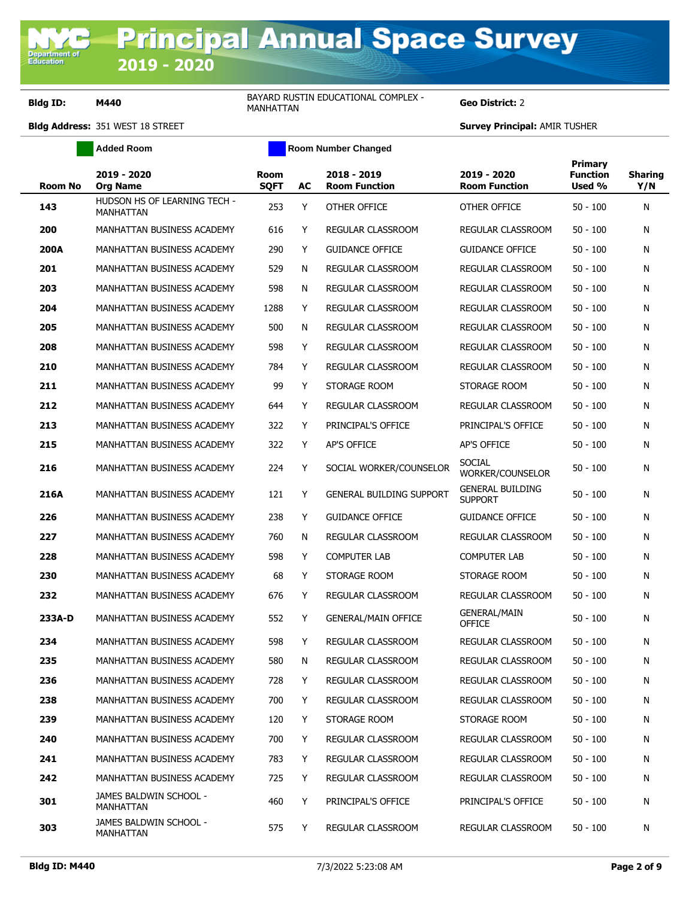# Principal Annual Space Survey

## 2019 - 2020

**Bldg ID:** M440 | BAYARD RUSTIN EDUCATIONAL COMPLEX - MANHATTAN | **Geo District:** 2

**Bldg Address:** 351 WEST 18 STREET | **Survey Principal:** AMIR TUSHER

Added Room | Room Number Changed

| Room No | 2019 - 2020 Org Name | Room SQFT | AC | 2018 - 2019 Room Function | 2019 - 2020 Room Function | Primary Function Used % | Sharing Y/N |
|---|---|---|---|---|---|---|---|
| **143** | HUDSON HS OF LEARNING TECH - MANHATTAN | 253 | Y | OTHER OFFICE | OTHER OFFICE | 50 - 100 | N |
| **200** | MANHATTAN BUSINESS ACADEMY | 616 | Y | REGULAR CLASSROOM | REGULAR CLASSROOM | 50 - 100 | N |
| **200A** | MANHATTAN BUSINESS ACADEMY | 290 | Y | GUIDANCE OFFICE | GUIDANCE OFFICE | 50 - 100 | N |
| **201** | MANHATTAN BUSINESS ACADEMY | 529 | N | REGULAR CLASSROOM | REGULAR CLASSROOM | 50 - 100 | N |
| **203** | MANHATTAN BUSINESS ACADEMY | 598 | N | REGULAR CLASSROOM | REGULAR CLASSROOM | 50 - 100 | N |
| **204** | MANHATTAN BUSINESS ACADEMY | 1288 | Y | REGULAR CLASSROOM | REGULAR CLASSROOM | 50 - 100 | N |
| **205** | MANHATTAN BUSINESS ACADEMY | 500 | N | REGULAR CLASSROOM | REGULAR CLASSROOM | 50 - 100 | N |
| **208** | MANHATTAN BUSINESS ACADEMY | 598 | Y | REGULAR CLASSROOM | REGULAR CLASSROOM | 50 - 100 | N |
| **210** | MANHATTAN BUSINESS ACADEMY | 784 | Y | REGULAR CLASSROOM | REGULAR CLASSROOM | 50 - 100 | N |
| **211** | MANHATTAN BUSINESS ACADEMY | 99 | Y | STORAGE ROOM | STORAGE ROOM | 50 - 100 | N |
| **212** | MANHATTAN BUSINESS ACADEMY | 644 | Y | REGULAR CLASSROOM | REGULAR CLASSROOM | 50 - 100 | N |
| **213** | MANHATTAN BUSINESS ACADEMY | 322 | Y | PRINCIPAL'S OFFICE | PRINCIPAL'S OFFICE | 50 - 100 | N |
| **215** | MANHATTAN BUSINESS ACADEMY | 322 | Y | AP'S OFFICE | AP'S OFFICE | 50 - 100 | N |
| **216** | MANHATTAN BUSINESS ACADEMY | 224 | Y | SOCIAL WORKER/COUNSELOR | SOCIAL WORKER/COUNSELOR | 50 - 100 | N |
| **216A** | MANHATTAN BUSINESS ACADEMY | 121 | Y | GENERAL BUILDING SUPPORT | GENERAL BUILDING SUPPORT | 50 - 100 | N |
| **226** | MANHATTAN BUSINESS ACADEMY | 238 | Y | GUIDANCE OFFICE | GUIDANCE OFFICE | 50 - 100 | N |
| **227** | MANHATTAN BUSINESS ACADEMY | 760 | N | REGULAR CLASSROOM | REGULAR CLASSROOM | 50 - 100 | N |
| **228** | MANHATTAN BUSINESS ACADEMY | 598 | Y | COMPUTER LAB | COMPUTER LAB | 50 - 100 | N |
| **230** | MANHATTAN BUSINESS ACADEMY | 68 | Y | STORAGE ROOM | STORAGE ROOM | 50 - 100 | N |
| **232** | MANHATTAN BUSINESS ACADEMY | 676 | Y | REGULAR CLASSROOM | REGULAR CLASSROOM | 50 - 100 | N |
| **233A-D** | MANHATTAN BUSINESS ACADEMY | 552 | Y | GENERAL/MAIN OFFICE | GENERAL/MAIN OFFICE | 50 - 100 | N |
| **234** | MANHATTAN BUSINESS ACADEMY | 598 | Y | REGULAR CLASSROOM | REGULAR CLASSROOM | 50 - 100 | N |
| **235** | MANHATTAN BUSINESS ACADEMY | 580 | N | REGULAR CLASSROOM | REGULAR CLASSROOM | 50 - 100 | N |
| **236** | MANHATTAN BUSINESS ACADEMY | 728 | Y | REGULAR CLASSROOM | REGULAR CLASSROOM | 50 - 100 | N |
| **238** | MANHATTAN BUSINESS ACADEMY | 700 | Y | REGULAR CLASSROOM | REGULAR CLASSROOM | 50 - 100 | N |
| **239** | MANHATTAN BUSINESS ACADEMY | 120 | Y | STORAGE ROOM | STORAGE ROOM | 50 - 100 | N |
| **240** | MANHATTAN BUSINESS ACADEMY | 700 | Y | REGULAR CLASSROOM | REGULAR CLASSROOM | 50 - 100 | N |
| **241** | MANHATTAN BUSINESS ACADEMY | 783 | Y | REGULAR CLASSROOM | REGULAR CLASSROOM | 50 - 100 | N |
| **242** | MANHATTAN BUSINESS ACADEMY | 725 | Y | REGULAR CLASSROOM | REGULAR CLASSROOM | 50 - 100 | N |
| **301** | JAMES BALDWIN SCHOOL - MANHATTAN | 460 | Y | PRINCIPAL'S OFFICE | PRINCIPAL'S OFFICE | 50 - 100 | N |
| **303** | JAMES BALDWIN SCHOOL - MANHATTAN | 575 | Y | REGULAR CLASSROOM | REGULAR CLASSROOM | 50 - 100 | N |

7/3/2022 5:23:08 AM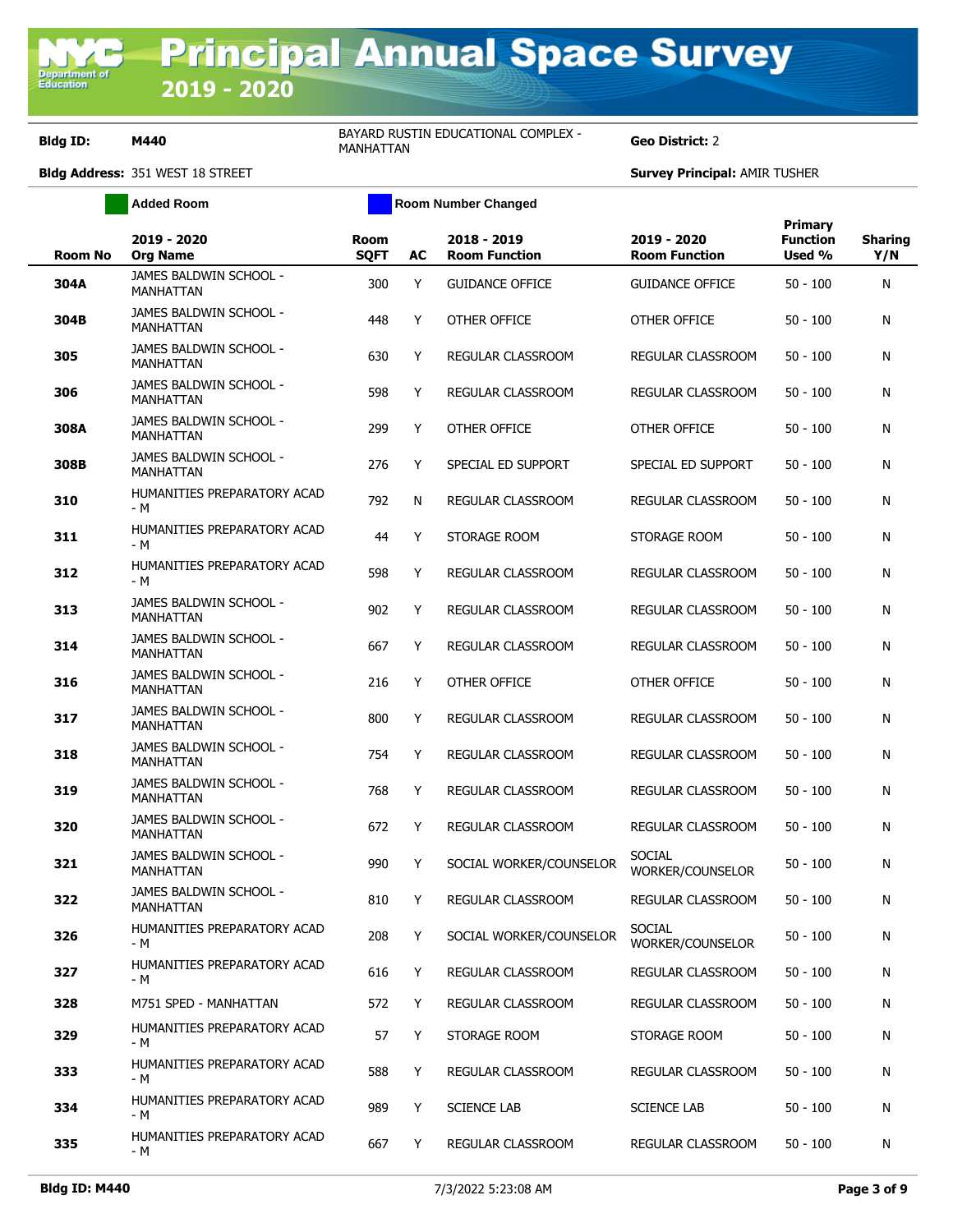# Principal Annual Space Survey 2019 - 2020

**Bldg ID:** M440 | BAYARD RUSTIN EDUCATIONAL COMPLEX - MANHATTAN | **Geo District:** 2

**Bldg Address:** 351 WEST 18 STREET | **Survey Principal:** AMIR TUSHER

Added Room | Room Number Changed

| Room No | 2019 - 2020 Org Name | Room SQFT | AC | 2018 - 2019 Room Function | 2019 - 2020 Room Function | Primary Function Used % | Sharing Y/N |
|---|---|---|---|---|---|---|---|
| **304A** | JAMES BALDWIN SCHOOL - MANHATTAN | 300 | Y | GUIDANCE OFFICE | GUIDANCE OFFICE | 50 - 100 | N |
| **304B** | JAMES BALDWIN SCHOOL - MANHATTAN | 448 | Y | OTHER OFFICE | OTHER OFFICE | 50 - 100 | N |
| **305** | JAMES BALDWIN SCHOOL - MANHATTAN | 630 | Y | REGULAR CLASSROOM | REGULAR CLASSROOM | 50 - 100 | N |
| **306** | JAMES BALDWIN SCHOOL - MANHATTAN | 598 | Y | REGULAR CLASSROOM | REGULAR CLASSROOM | 50 - 100 | N |
| **308A** | JAMES BALDWIN SCHOOL - MANHATTAN | 299 | Y | OTHER OFFICE | OTHER OFFICE | 50 - 100 | N |
| **308B** | JAMES BALDWIN SCHOOL - MANHATTAN | 276 | Y | SPECIAL ED SUPPORT | SPECIAL ED SUPPORT | 50 - 100 | N |
| **310** | HUMANITIES PREPARATORY ACAD - M | 792 | N | REGULAR CLASSROOM | REGULAR CLASSROOM | 50 - 100 | N |
| **311** | HUMANITIES PREPARATORY ACAD - M | 44 | Y | STORAGE ROOM | STORAGE ROOM | 50 - 100 | N |
| **312** | HUMANITIES PREPARATORY ACAD - M | 598 | Y | REGULAR CLASSROOM | REGULAR CLASSROOM | 50 - 100 | N |
| **313** | JAMES BALDWIN SCHOOL - MANHATTAN | 902 | Y | REGULAR CLASSROOM | REGULAR CLASSROOM | 50 - 100 | N |
| **314** | JAMES BALDWIN SCHOOL - MANHATTAN | 667 | Y | REGULAR CLASSROOM | REGULAR CLASSROOM | 50 - 100 | N |
| **316** | JAMES BALDWIN SCHOOL - MANHATTAN | 216 | Y | OTHER OFFICE | OTHER OFFICE | 50 - 100 | N |
| **317** | JAMES BALDWIN SCHOOL - MANHATTAN | 800 | Y | REGULAR CLASSROOM | REGULAR CLASSROOM | 50 - 100 | N |
| **318** | JAMES BALDWIN SCHOOL - MANHATTAN | 754 | Y | REGULAR CLASSROOM | REGULAR CLASSROOM | 50 - 100 | N |
| **319** | JAMES BALDWIN SCHOOL - MANHATTAN | 768 | Y | REGULAR CLASSROOM | REGULAR CLASSROOM | 50 - 100 | N |
| **320** | JAMES BALDWIN SCHOOL - MANHATTAN | 672 | Y | REGULAR CLASSROOM | REGULAR CLASSROOM | 50 - 100 | N |
| **321** | JAMES BALDWIN SCHOOL - MANHATTAN | 990 | Y | SOCIAL WORKER/COUNSELOR | SOCIAL WORKER/COUNSELOR | 50 - 100 | N |
| **322** | JAMES BALDWIN SCHOOL - MANHATTAN | 810 | Y | REGULAR CLASSROOM | REGULAR CLASSROOM | 50 - 100 | N |
| **326** | HUMANITIES PREPARATORY ACAD - M | 208 | Y | SOCIAL WORKER/COUNSELOR | SOCIAL WORKER/COUNSELOR | 50 - 100 | N |
| **327** | HUMANITIES PREPARATORY ACAD - M | 616 | Y | REGULAR CLASSROOM | REGULAR CLASSROOM | 50 - 100 | N |
| **328** | M751 SPED - MANHATTAN | 572 | Y | REGULAR CLASSROOM | REGULAR CLASSROOM | 50 - 100 | N |
| **329** | HUMANITIES PREPARATORY ACAD - M | 57 | Y | STORAGE ROOM | STORAGE ROOM | 50 - 100 | N |
| **333** | HUMANITIES PREPARATORY ACAD - M | 588 | Y | REGULAR CLASSROOM | REGULAR CLASSROOM | 50 - 100 | N |
| **334** | HUMANITIES PREPARATORY ACAD - M | 989 | Y | SCIENCE LAB | SCIENCE LAB | 50 - 100 | N |
| **335** | HUMANITIES PREPARATORY ACAD - M | 667 | Y | REGULAR CLASSROOM | REGULAR CLASSROOM | 50 - 100 | N |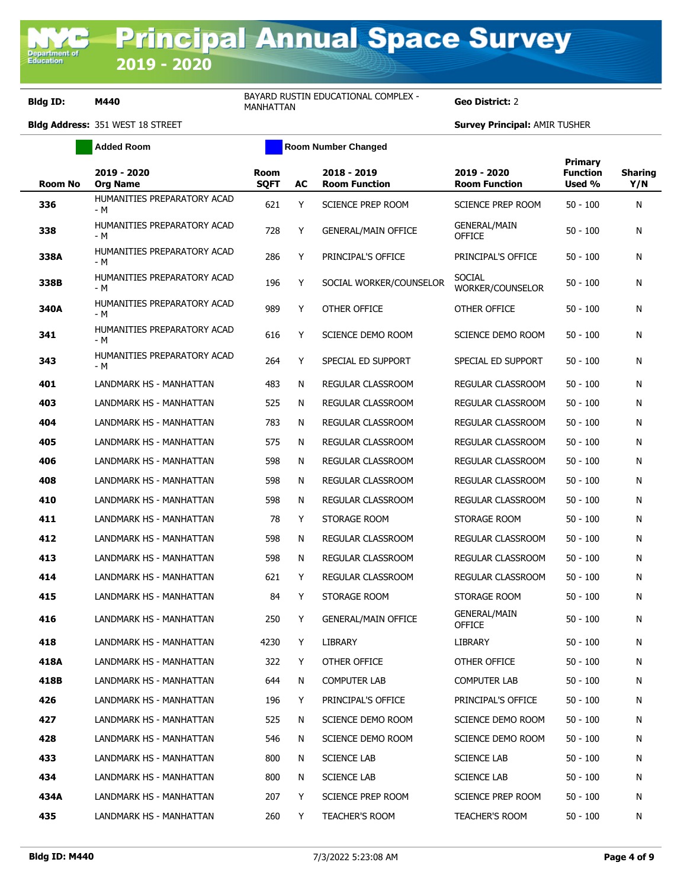# Principal Annual Space Survey 2019 - 2020

**Bldg ID:** M440 | BAYARD RUSTIN EDUCATIONAL COMPLEX - MANHATTAN | **Geo District:** 2

**Bldg Address:** 351 WEST 18 STREET | **Survey Principal:** AMIR TUSHER

Added Room | Room Number Changed

| Room No | 2019 - 2020 Org Name | Room SQFT | AC | 2018 - 2019 Room Function | 2019 - 2020 Room Function | Primary Function Used % | Sharing Y/N |
|---|---|---|---|---|---|---|---|
| 336 | HUMANITIES PREPARATORY ACAD - M | 621 | Y | SCIENCE PREP ROOM | SCIENCE PREP ROOM | 50 - 100 | N |
| 338 | HUMANITIES PREPARATORY ACAD - M | 728 | Y | GENERAL/MAIN OFFICE | GENERAL/MAIN OFFICE | 50 - 100 | N |
| 338A | HUMANITIES PREPARATORY ACAD - M | 286 | Y | PRINCIPAL'S OFFICE | PRINCIPAL'S OFFICE | 50 - 100 | N |
| 338B | HUMANITIES PREPARATORY ACAD - M | 196 | Y | SOCIAL WORKER/COUNSELOR | SOCIAL WORKER/COUNSELOR | 50 - 100 | N |
| 340A | HUMANITIES PREPARATORY ACAD - M | 989 | Y | OTHER OFFICE | OTHER OFFICE | 50 - 100 | N |
| 341 | HUMANITIES PREPARATORY ACAD - M | 616 | Y | SCIENCE DEMO ROOM | SCIENCE DEMO ROOM | 50 - 100 | N |
| 343 | HUMANITIES PREPARATORY ACAD - M | 264 | Y | SPECIAL ED SUPPORT | SPECIAL ED SUPPORT | 50 - 100 | N |
| 401 | LANDMARK HS - MANHATTAN | 483 | N | REGULAR CLASSROOM | REGULAR CLASSROOM | 50 - 100 | N |
| 403 | LANDMARK HS - MANHATTAN | 525 | N | REGULAR CLASSROOM | REGULAR CLASSROOM | 50 - 100 | N |
| 404 | LANDMARK HS - MANHATTAN | 783 | N | REGULAR CLASSROOM | REGULAR CLASSROOM | 50 - 100 | N |
| 405 | LANDMARK HS - MANHATTAN | 575 | N | REGULAR CLASSROOM | REGULAR CLASSROOM | 50 - 100 | N |
| 406 | LANDMARK HS - MANHATTAN | 598 | N | REGULAR CLASSROOM | REGULAR CLASSROOM | 50 - 100 | N |
| 408 | LANDMARK HS - MANHATTAN | 598 | N | REGULAR CLASSROOM | REGULAR CLASSROOM | 50 - 100 | N |
| 410 | LANDMARK HS - MANHATTAN | 598 | N | REGULAR CLASSROOM | REGULAR CLASSROOM | 50 - 100 | N |
| 411 | LANDMARK HS - MANHATTAN | 78 | Y | STORAGE ROOM | STORAGE ROOM | 50 - 100 | N |
| 412 | LANDMARK HS - MANHATTAN | 598 | N | REGULAR CLASSROOM | REGULAR CLASSROOM | 50 - 100 | N |
| 413 | LANDMARK HS - MANHATTAN | 598 | N | REGULAR CLASSROOM | REGULAR CLASSROOM | 50 - 100 | N |
| 414 | LANDMARK HS - MANHATTAN | 621 | Y | REGULAR CLASSROOM | REGULAR CLASSROOM | 50 - 100 | N |
| 415 | LANDMARK HS - MANHATTAN | 84 | Y | STORAGE ROOM | STORAGE ROOM | 50 - 100 | N |
| 416 | LANDMARK HS - MANHATTAN | 250 | Y | GENERAL/MAIN OFFICE | GENERAL/MAIN OFFICE | 50 - 100 | N |
| 418 | LANDMARK HS - MANHATTAN | 4230 | Y | LIBRARY | LIBRARY | 50 - 100 | N |
| 418A | LANDMARK HS - MANHATTAN | 322 | Y | OTHER OFFICE | OTHER OFFICE | 50 - 100 | N |
| 418B | LANDMARK HS - MANHATTAN | 644 | N | COMPUTER LAB | COMPUTER LAB | 50 - 100 | N |
| 426 | LANDMARK HS - MANHATTAN | 196 | Y | PRINCIPAL'S OFFICE | PRINCIPAL'S OFFICE | 50 - 100 | N |
| 427 | LANDMARK HS - MANHATTAN | 525 | N | SCIENCE DEMO ROOM | SCIENCE DEMO ROOM | 50 - 100 | N |
| 428 | LANDMARK HS - MANHATTAN | 546 | N | SCIENCE DEMO ROOM | SCIENCE DEMO ROOM | 50 - 100 | N |
| 433 | LANDMARK HS - MANHATTAN | 800 | N | SCIENCE LAB | SCIENCE LAB | 50 - 100 | N |
| 434 | LANDMARK HS - MANHATTAN | 800 | N | SCIENCE LAB | SCIENCE LAB | 50 - 100 | N |
| 434A | LANDMARK HS - MANHATTAN | 207 | Y | SCIENCE PREP ROOM | SCIENCE PREP ROOM | 50 - 100 | N |
| 435 | LANDMARK HS - MANHATTAN | 260 | Y | TEACHER'S ROOM | TEACHER'S ROOM | 50 - 100 | N |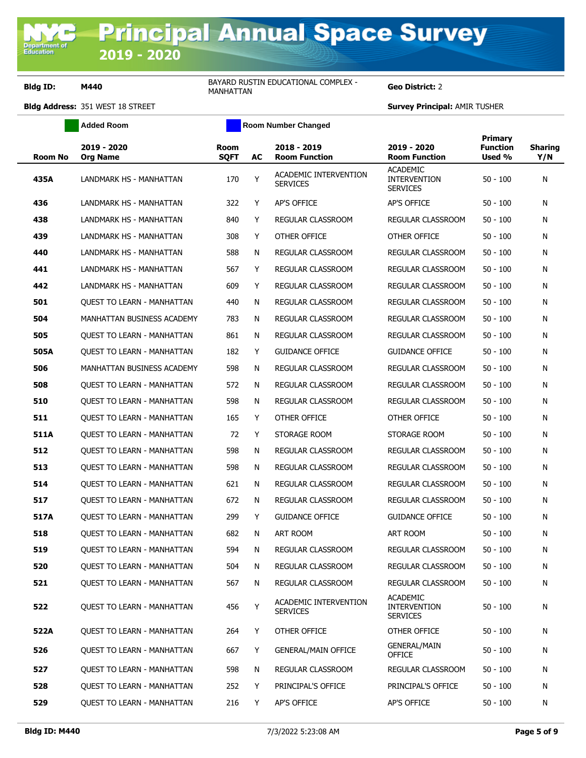# Principal Annual Space Survey 2019 - 2020

**Bldg ID:** M440 BAYARD RUSTIN EDUCATIONAL COMPLEX - MANHATTAN **Geo District:** 2

**Bldg Address:** 351 WEST 18 STREET **Survey Principal:** AMIR TUSHER

Added Room | Room Number Changed

| Room No | 2019 - 2020 Org Name | Room SQFT | AC | 2018 - 2019 Room Function | 2019 - 2020 Room Function | Primary Function Used % | Sharing Y/N |
|---|---|---|---|---|---|---|---|
| **435A** | LANDMARK HS - MANHATTAN | 170 | Y | ACADEMIC INTERVENTION SERVICES | ACADEMIC INTERVENTION SERVICES | 50 - 100 | N |
| **436** | LANDMARK HS - MANHATTAN | 322 | Y | AP'S OFFICE | AP'S OFFICE | 50 - 100 | N |
| **438** | LANDMARK HS - MANHATTAN | 840 | Y | REGULAR CLASSROOM | REGULAR CLASSROOM | 50 - 100 | N |
| **439** | LANDMARK HS - MANHATTAN | 308 | Y | OTHER OFFICE | OTHER OFFICE | 50 - 100 | N |
| **440** | LANDMARK HS - MANHATTAN | 588 | N | REGULAR CLASSROOM | REGULAR CLASSROOM | 50 - 100 | N |
| **441** | LANDMARK HS - MANHATTAN | 567 | Y | REGULAR CLASSROOM | REGULAR CLASSROOM | 50 - 100 | N |
| **442** | LANDMARK HS - MANHATTAN | 609 | Y | REGULAR CLASSROOM | REGULAR CLASSROOM | 50 - 100 | N |
| **501** | QUEST TO LEARN - MANHATTAN | 440 | N | REGULAR CLASSROOM | REGULAR CLASSROOM | 50 - 100 | N |
| **504** | MANHATTAN BUSINESS ACADEMY | 783 | N | REGULAR CLASSROOM | REGULAR CLASSROOM | 50 - 100 | N |
| **505** | QUEST TO LEARN - MANHATTAN | 861 | N | REGULAR CLASSROOM | REGULAR CLASSROOM | 50 - 100 | N |
| **505A** | QUEST TO LEARN - MANHATTAN | 182 | Y | GUIDANCE OFFICE | GUIDANCE OFFICE | 50 - 100 | N |
| **506** | MANHATTAN BUSINESS ACADEMY | 598 | N | REGULAR CLASSROOM | REGULAR CLASSROOM | 50 - 100 | N |
| **508** | QUEST TO LEARN - MANHATTAN | 572 | N | REGULAR CLASSROOM | REGULAR CLASSROOM | 50 - 100 | N |
| **510** | QUEST TO LEARN - MANHATTAN | 598 | N | REGULAR CLASSROOM | REGULAR CLASSROOM | 50 - 100 | N |
| **511** | QUEST TO LEARN - MANHATTAN | 165 | Y | OTHER OFFICE | OTHER OFFICE | 50 - 100 | N |
| **511A** | QUEST TO LEARN - MANHATTAN | 72 | Y | STORAGE ROOM | STORAGE ROOM | 50 - 100 | N |
| **512** | QUEST TO LEARN - MANHATTAN | 598 | N | REGULAR CLASSROOM | REGULAR CLASSROOM | 50 - 100 | N |
| **513** | QUEST TO LEARN - MANHATTAN | 598 | N | REGULAR CLASSROOM | REGULAR CLASSROOM | 50 - 100 | N |
| **514** | QUEST TO LEARN - MANHATTAN | 621 | N | REGULAR CLASSROOM | REGULAR CLASSROOM | 50 - 100 | N |
| **517** | QUEST TO LEARN - MANHATTAN | 672 | N | REGULAR CLASSROOM | REGULAR CLASSROOM | 50 - 100 | N |
| **517A** | QUEST TO LEARN - MANHATTAN | 299 | Y | GUIDANCE OFFICE | GUIDANCE OFFICE | 50 - 100 | N |
| **518** | QUEST TO LEARN - MANHATTAN | 682 | N | ART ROOM | ART ROOM | 50 - 100 | N |
| **519** | QUEST TO LEARN - MANHATTAN | 594 | N | REGULAR CLASSROOM | REGULAR CLASSROOM | 50 - 100 | N |
| **520** | QUEST TO LEARN - MANHATTAN | 504 | N | REGULAR CLASSROOM | REGULAR CLASSROOM | 50 - 100 | N |
| **521** | QUEST TO LEARN - MANHATTAN | 567 | N | REGULAR CLASSROOM | REGULAR CLASSROOM | 50 - 100 | N |
| **522** | QUEST TO LEARN - MANHATTAN | 456 | Y | ACADEMIC INTERVENTION SERVICES | ACADEMIC INTERVENTION SERVICES | 50 - 100 | N |
| **522A** | QUEST TO LEARN - MANHATTAN | 264 | Y | OTHER OFFICE | OTHER OFFICE | 50 - 100 | N |
| **526** | QUEST TO LEARN - MANHATTAN | 667 | Y | GENERAL/MAIN OFFICE | GENERAL/MAIN OFFICE | 50 - 100 | N |
| **527** | QUEST TO LEARN - MANHATTAN | 598 | N | REGULAR CLASSROOM | REGULAR CLASSROOM | 50 - 100 | N |
| **528** | QUEST TO LEARN - MANHATTAN | 252 | Y | PRINCIPAL'S OFFICE | PRINCIPAL'S OFFICE | 50 - 100 | N |
| **529** | QUEST TO LEARN - MANHATTAN | 216 | Y | AP'S OFFICE | AP'S OFFICE | 50 - 100 | N |

**Bldg ID: M440** 7/3/2022 5:23:08 AM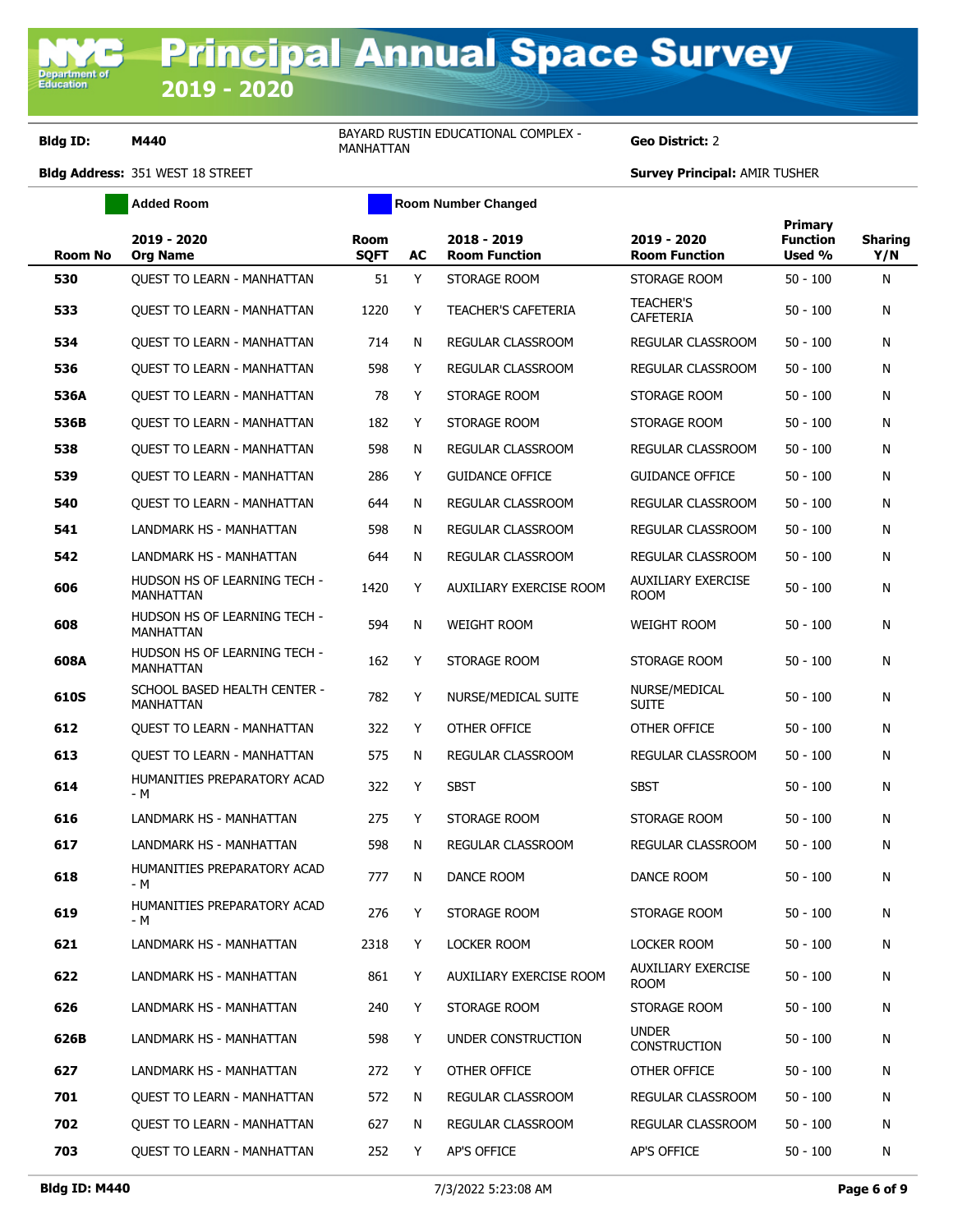# Principal Annual Space Survey 2019 - 2020

**Bldg ID:** M440 BAYARD RUSTIN EDUCATIONAL COMPLEX - MANHATTAN **Geo District:** 2

**Bldg Address:** 351 WEST 18 STREET **Survey Principal:** AMIR TUSHER

Added Room | Room Number Changed

| Room No | 2019 - 2020 Org Name | Room SQFT | AC | 2018 - 2019 Room Function | 2019 - 2020 Room Function | Primary Function Used % | Sharing Y/N |
|---|---|---|---|---|---|---|---|
| 530 | QUEST TO LEARN - MANHATTAN | 51 | Y | STORAGE ROOM | STORAGE ROOM | 50 - 100 | N |
| 533 | QUEST TO LEARN - MANHATTAN | 1220 | Y | TEACHER'S CAFETERIA | TEACHER'S CAFETERIA | 50 - 100 | N |
| 534 | QUEST TO LEARN - MANHATTAN | 714 | N | REGULAR CLASSROOM | REGULAR CLASSROOM | 50 - 100 | N |
| 536 | QUEST TO LEARN - MANHATTAN | 598 | Y | REGULAR CLASSROOM | REGULAR CLASSROOM | 50 - 100 | N |
| 536A | QUEST TO LEARN - MANHATTAN | 78 | Y | STORAGE ROOM | STORAGE ROOM | 50 - 100 | N |
| 536B | QUEST TO LEARN - MANHATTAN | 182 | Y | STORAGE ROOM | STORAGE ROOM | 50 - 100 | N |
| 538 | QUEST TO LEARN - MANHATTAN | 598 | N | REGULAR CLASSROOM | REGULAR CLASSROOM | 50 - 100 | N |
| 539 | QUEST TO LEARN - MANHATTAN | 286 | Y | GUIDANCE OFFICE | GUIDANCE OFFICE | 50 - 100 | N |
| 540 | QUEST TO LEARN - MANHATTAN | 644 | N | REGULAR CLASSROOM | REGULAR CLASSROOM | 50 - 100 | N |
| 541 | LANDMARK HS - MANHATTAN | 598 | N | REGULAR CLASSROOM | REGULAR CLASSROOM | 50 - 100 | N |
| 542 | LANDMARK HS - MANHATTAN | 644 | N | REGULAR CLASSROOM | REGULAR CLASSROOM | 50 - 100 | N |
| 606 | HUDSON HS OF LEARNING TECH - MANHATTAN | 1420 | Y | AUXILIARY EXERCISE ROOM | AUXILIARY EXERCISE ROOM | 50 - 100 | N |
| 608 | HUDSON HS OF LEARNING TECH - MANHATTAN | 594 | N | WEIGHT ROOM | WEIGHT ROOM | 50 - 100 | N |
| 608A | HUDSON HS OF LEARNING TECH - MANHATTAN | 162 | Y | STORAGE ROOM | STORAGE ROOM | 50 - 100 | N |
| 610S | SCHOOL BASED HEALTH CENTER - MANHATTAN | 782 | Y | NURSE/MEDICAL SUITE | NURSE/MEDICAL SUITE | 50 - 100 | N |
| 612 | QUEST TO LEARN - MANHATTAN | 322 | Y | OTHER OFFICE | OTHER OFFICE | 50 - 100 | N |
| 613 | QUEST TO LEARN - MANHATTAN | 575 | N | REGULAR CLASSROOM | REGULAR CLASSROOM | 50 - 100 | N |
| 614 | HUMANITIES PREPARATORY ACAD - M | 322 | Y | SBST | SBST | 50 - 100 | N |
| 616 | LANDMARK HS - MANHATTAN | 275 | Y | STORAGE ROOM | STORAGE ROOM | 50 - 100 | N |
| 617 | LANDMARK HS - MANHATTAN | 598 | N | REGULAR CLASSROOM | REGULAR CLASSROOM | 50 - 100 | N |
| 618 | HUMANITIES PREPARATORY ACAD - M | 777 | N | DANCE ROOM | DANCE ROOM | 50 - 100 | N |
| 619 | HUMANITIES PREPARATORY ACAD - M | 276 | Y | STORAGE ROOM | STORAGE ROOM | 50 - 100 | N |
| 621 | LANDMARK HS - MANHATTAN | 2318 | Y | LOCKER ROOM | LOCKER ROOM | 50 - 100 | N |
| 622 | LANDMARK HS - MANHATTAN | 861 | Y | AUXILIARY EXERCISE ROOM | AUXILIARY EXERCISE ROOM | 50 - 100 | N |
| 626 | LANDMARK HS - MANHATTAN | 240 | Y | STORAGE ROOM | STORAGE ROOM | 50 - 100 | N |
| 626B | LANDMARK HS - MANHATTAN | 598 | Y | UNDER CONSTRUCTION | UNDER CONSTRUCTION | 50 - 100 | N |
| 627 | LANDMARK HS - MANHATTAN | 272 | Y | OTHER OFFICE | OTHER OFFICE | 50 - 100 | N |
| 701 | QUEST TO LEARN - MANHATTAN | 572 | N | REGULAR CLASSROOM | REGULAR CLASSROOM | 50 - 100 | N |
| 702 | QUEST TO LEARN - MANHATTAN | 627 | N | REGULAR CLASSROOM | REGULAR CLASSROOM | 50 - 100 | N |
| 703 | QUEST TO LEARN - MANHATTAN | 252 | Y | AP'S OFFICE | AP'S OFFICE | 50 - 100 | N |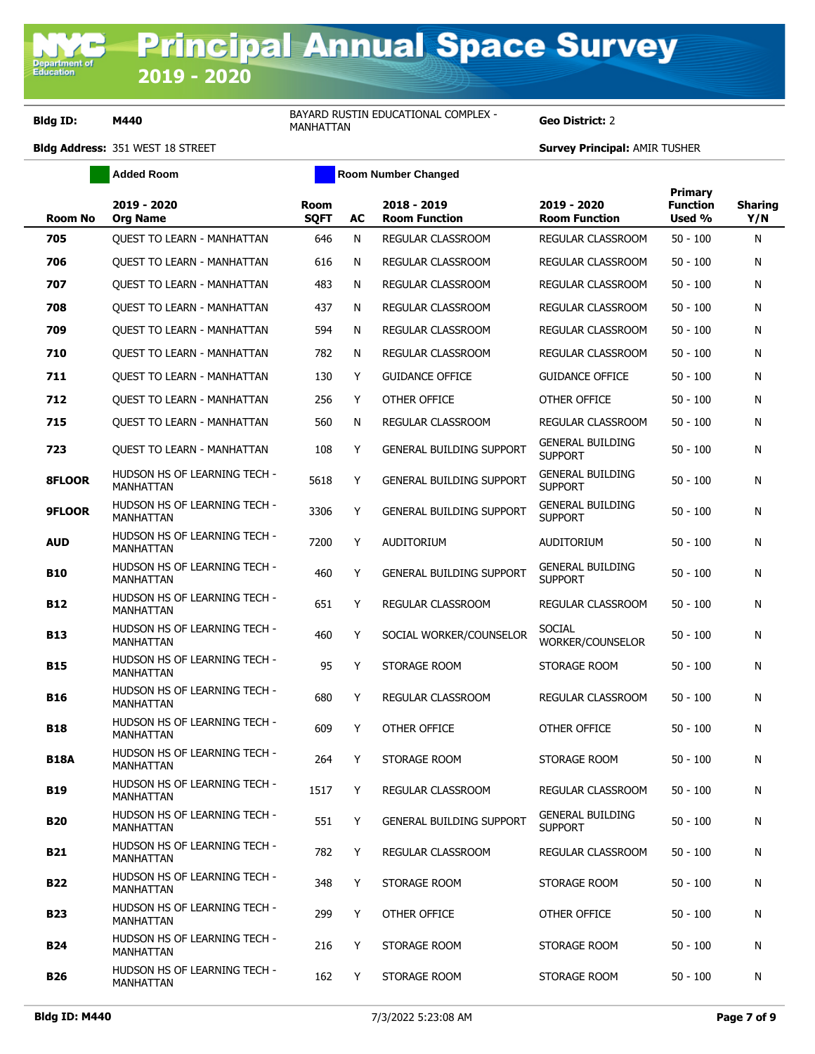# Principal Annual Space Survey 2019 - 2020

**Bldg ID:** M440 | BAYARD RUSTIN EDUCATIONAL COMPLEX - MANHATTAN | **Geo District:** 2

**Bldg Address:** 351 WEST 18 STREET | **Survey Principal:** AMIR TUSHER

Added Room | Room Number Changed

| Room No | 2019 - 2020 Org Name | Room SQFT | AC | 2018 - 2019 Room Function | 2019 - 2020 Room Function | Primary Function Used % | Sharing Y/N |
|---|---|---|---|---|---|---|---|
| **705** | QUEST TO LEARN - MANHATTAN | 646 | N | REGULAR CLASSROOM | REGULAR CLASSROOM | 50 - 100 | N |
| **706** | QUEST TO LEARN - MANHATTAN | 616 | N | REGULAR CLASSROOM | REGULAR CLASSROOM | 50 - 100 | N |
| **707** | QUEST TO LEARN - MANHATTAN | 483 | N | REGULAR CLASSROOM | REGULAR CLASSROOM | 50 - 100 | N |
| **708** | QUEST TO LEARN - MANHATTAN | 437 | N | REGULAR CLASSROOM | REGULAR CLASSROOM | 50 - 100 | N |
| **709** | QUEST TO LEARN - MANHATTAN | 594 | N | REGULAR CLASSROOM | REGULAR CLASSROOM | 50 - 100 | N |
| **710** | QUEST TO LEARN - MANHATTAN | 782 | N | REGULAR CLASSROOM | REGULAR CLASSROOM | 50 - 100 | N |
| **711** | QUEST TO LEARN - MANHATTAN | 130 | Y | GUIDANCE OFFICE | GUIDANCE OFFICE | 50 - 100 | N |
| **712** | QUEST TO LEARN - MANHATTAN | 256 | Y | OTHER OFFICE | OTHER OFFICE | 50 - 100 | N |
| **715** | QUEST TO LEARN - MANHATTAN | 560 | N | REGULAR CLASSROOM | REGULAR CLASSROOM | 50 - 100 | N |
| **723** | QUEST TO LEARN - MANHATTAN | 108 | Y | GENERAL BUILDING SUPPORT | GENERAL BUILDING SUPPORT | 50 - 100 | N |
| **8FLOOR** | HUDSON HS OF LEARNING TECH - MANHATTAN | 5618 | Y | GENERAL BUILDING SUPPORT | GENERAL BUILDING SUPPORT | 50 - 100 | N |
| **9FLOOR** | HUDSON HS OF LEARNING TECH - MANHATTAN | 3306 | Y | GENERAL BUILDING SUPPORT | GENERAL BUILDING SUPPORT | 50 - 100 | N |
| **AUD** | HUDSON HS OF LEARNING TECH - MANHATTAN | 7200 | Y | AUDITORIUM | AUDITORIUM | 50 - 100 | N |
| **B10** | HUDSON HS OF LEARNING TECH - MANHATTAN | 460 | Y | GENERAL BUILDING SUPPORT | GENERAL BUILDING SUPPORT | 50 - 100 | N |
| **B12** | HUDSON HS OF LEARNING TECH - MANHATTAN | 651 | Y | REGULAR CLASSROOM | REGULAR CLASSROOM | 50 - 100 | N |
| **B13** | HUDSON HS OF LEARNING TECH - MANHATTAN | 460 | Y | SOCIAL WORKER/COUNSELOR | SOCIAL WORKER/COUNSELOR | 50 - 100 | N |
| **B15** | HUDSON HS OF LEARNING TECH - MANHATTAN | 95 | Y | STORAGE ROOM | STORAGE ROOM | 50 - 100 | N |
| **B16** | HUDSON HS OF LEARNING TECH - MANHATTAN | 680 | Y | REGULAR CLASSROOM | REGULAR CLASSROOM | 50 - 100 | N |
| **B18** | HUDSON HS OF LEARNING TECH - MANHATTAN | 609 | Y | OTHER OFFICE | OTHER OFFICE | 50 - 100 | N |
| **B18A** | HUDSON HS OF LEARNING TECH - MANHATTAN | 264 | Y | STORAGE ROOM | STORAGE ROOM | 50 - 100 | N |
| **B19** | HUDSON HS OF LEARNING TECH - MANHATTAN | 1517 | Y | REGULAR CLASSROOM | REGULAR CLASSROOM | 50 - 100 | N |
| **B20** | HUDSON HS OF LEARNING TECH - MANHATTAN | 551 | Y | GENERAL BUILDING SUPPORT | GENERAL BUILDING SUPPORT | 50 - 100 | N |
| **B21** | HUDSON HS OF LEARNING TECH - MANHATTAN | 782 | Y | REGULAR CLASSROOM | REGULAR CLASSROOM | 50 - 100 | N |
| **B22** | HUDSON HS OF LEARNING TECH - MANHATTAN | 348 | Y | STORAGE ROOM | STORAGE ROOM | 50 - 100 | N |
| **B23** | HUDSON HS OF LEARNING TECH - MANHATTAN | 299 | Y | OTHER OFFICE | OTHER OFFICE | 50 - 100 | N |
| **B24** | HUDSON HS OF LEARNING TECH - MANHATTAN | 216 | Y | STORAGE ROOM | STORAGE ROOM | 50 - 100 | N |
| **B26** | HUDSON HS OF LEARNING TECH - MANHATTAN | 162 | Y | STORAGE ROOM | STORAGE ROOM | 50 - 100 | N |

7/3/2022 5:23:08 AM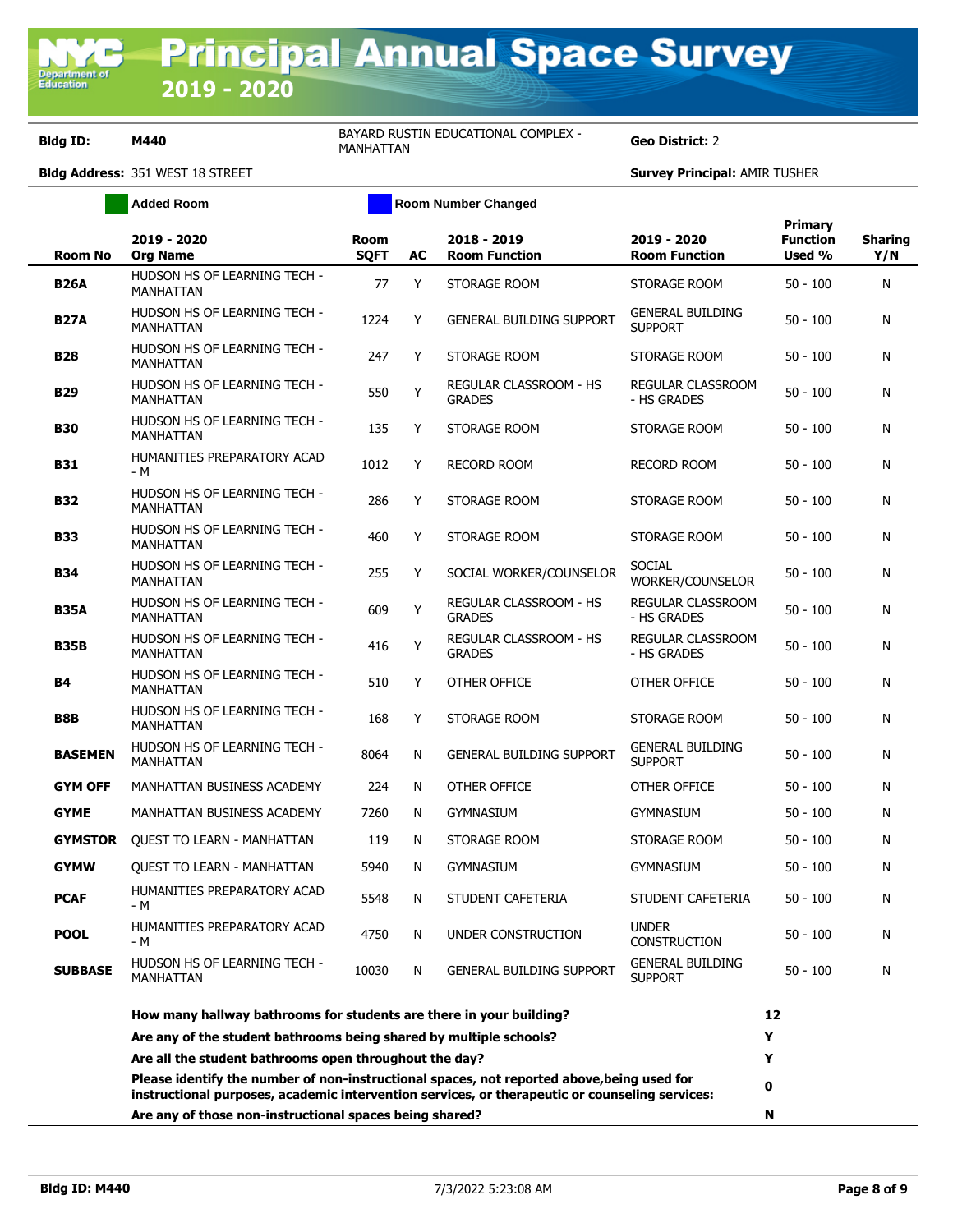# Principal Annual Space Survey 2019 - 2020

**Bldg ID:** M440 — BAYARD RUSTIN EDUCATIONAL COMPLEX - MANHATTAN — **Geo District:** 2

**Bldg Address:** 351 WEST 18 STREET — **Survey Principal:** AMIR TUSHER

Added Room | Room Number Changed

| Room No | 2019 - 2020 Org Name | Room SQFT | AC | 2018 - 2019 Room Function | 2019 - 2020 Room Function | Primary Function Used % | Sharing Y/N |
|---|---|---|---|---|---|---|---|
| **B26A** | HUDSON HS OF LEARNING TECH - MANHATTAN | 77 | Y | STORAGE ROOM | STORAGE ROOM | 50 - 100 | N |
| **B27A** | HUDSON HS OF LEARNING TECH - MANHATTAN | 1224 | Y | GENERAL BUILDING SUPPORT | GENERAL BUILDING SUPPORT | 50 - 100 | N |
| **B28** | HUDSON HS OF LEARNING TECH - MANHATTAN | 247 | Y | STORAGE ROOM | STORAGE ROOM | 50 - 100 | N |
| **B29** | HUDSON HS OF LEARNING TECH - MANHATTAN | 550 | Y | REGULAR CLASSROOM - HS GRADES | REGULAR CLASSROOM - HS GRADES | 50 - 100 | N |
| **B30** | HUDSON HS OF LEARNING TECH - MANHATTAN | 135 | Y | STORAGE ROOM | STORAGE ROOM | 50 - 100 | N |
| **B31** | HUMANITIES PREPARATORY ACAD - M | 1012 | Y | RECORD ROOM | RECORD ROOM | 50 - 100 | N |
| **B32** | HUDSON HS OF LEARNING TECH - MANHATTAN | 286 | Y | STORAGE ROOM | STORAGE ROOM | 50 - 100 | N |
| **B33** | HUDSON HS OF LEARNING TECH - MANHATTAN | 460 | Y | STORAGE ROOM | STORAGE ROOM | 50 - 100 | N |
| **B34** | HUDSON HS OF LEARNING TECH - MANHATTAN | 255 | Y | SOCIAL WORKER/COUNSELOR | SOCIAL WORKER/COUNSELOR | 50 - 100 | N |
| **B35A** | HUDSON HS OF LEARNING TECH - MANHATTAN | 609 | Y | REGULAR CLASSROOM - HS GRADES | REGULAR CLASSROOM - HS GRADES | 50 - 100 | N |
| **B35B** | HUDSON HS OF LEARNING TECH - MANHATTAN | 416 | Y | REGULAR CLASSROOM - HS GRADES | REGULAR CLASSROOM - HS GRADES | 50 - 100 | N |
| **B4** | HUDSON HS OF LEARNING TECH - MANHATTAN | 510 | Y | OTHER OFFICE | OTHER OFFICE | 50 - 100 | N |
| **B8B** | HUDSON HS OF LEARNING TECH - MANHATTAN | 168 | Y | STORAGE ROOM | STORAGE ROOM | 50 - 100 | N |
| **BASEMEN** | HUDSON HS OF LEARNING TECH - MANHATTAN | 8064 | N | GENERAL BUILDING SUPPORT | GENERAL BUILDING SUPPORT | 50 - 100 | N |
| **GYM OFF** | MANHATTAN BUSINESS ACADEMY | 224 | N | OTHER OFFICE | OTHER OFFICE | 50 - 100 | N |
| **GYME** | MANHATTAN BUSINESS ACADEMY | 7260 | N | GYMNASIUM | GYMNASIUM | 50 - 100 | N |
| **GYMSTOR** | QUEST TO LEARN - MANHATTAN | 119 | N | STORAGE ROOM | STORAGE ROOM | 50 - 100 | N |
| **GYMW** | QUEST TO LEARN - MANHATTAN | 5940 | N | GYMNASIUM | GYMNASIUM | 50 - 100 | N |
| **PCAF** | HUMANITIES PREPARATORY ACAD - M | 5548 | N | STUDENT CAFETERIA | STUDENT CAFETERIA | 50 - 100 | N |
| **POOL** | HUMANITIES PREPARATORY ACAD - M | 4750 | N | UNDER CONSTRUCTION | UNDER CONSTRUCTION | 50 - 100 | N |
| **SUBBASE** | HUDSON HS OF LEARNING TECH - MANHATTAN | 10030 | N | GENERAL BUILDING SUPPORT | GENERAL BUILDING SUPPORT | 50 - 100 | N |

| Question | Answer |
|---|---|
| **How many hallway bathrooms for students are there in your building?** | **12** |
| **Are any of the student bathrooms being shared by multiple schools?** | **Y** |
| **Are all the student bathrooms open throughout the day?** | **Y** |
| **Please identify the number of non-instructional spaces, not reported above,being used for instructional purposes, academic intervention services, or therapeutic or counseling services:** | **0** |
| **Are any of those non-instructional spaces being shared?** | **N** |

**Bldg ID: M440** 7/3/2022 5:23:08 AM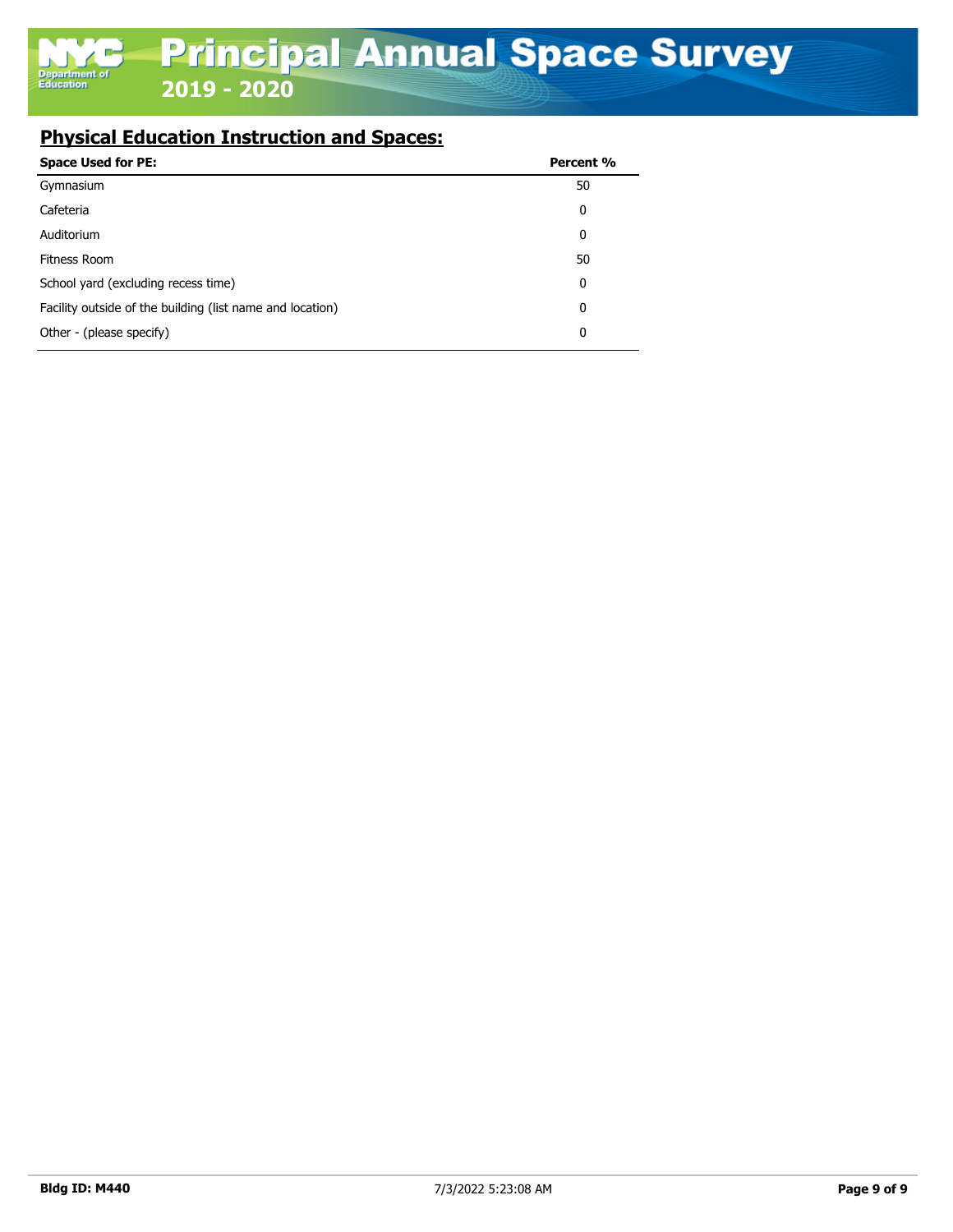## Physical Education Instruction and Spaces:

| Space Used for PE: | Percent % |
|---|---|
| Gymnasium | 50 |
| Cafeteria | 0 |
| Auditorium | 0 |
| Fitness Room | 50 |
| School yard (excluding recess time) | 0 |
| Facility outside of the building (list name and location) | 0 |
| Other - (please specify) | 0 |